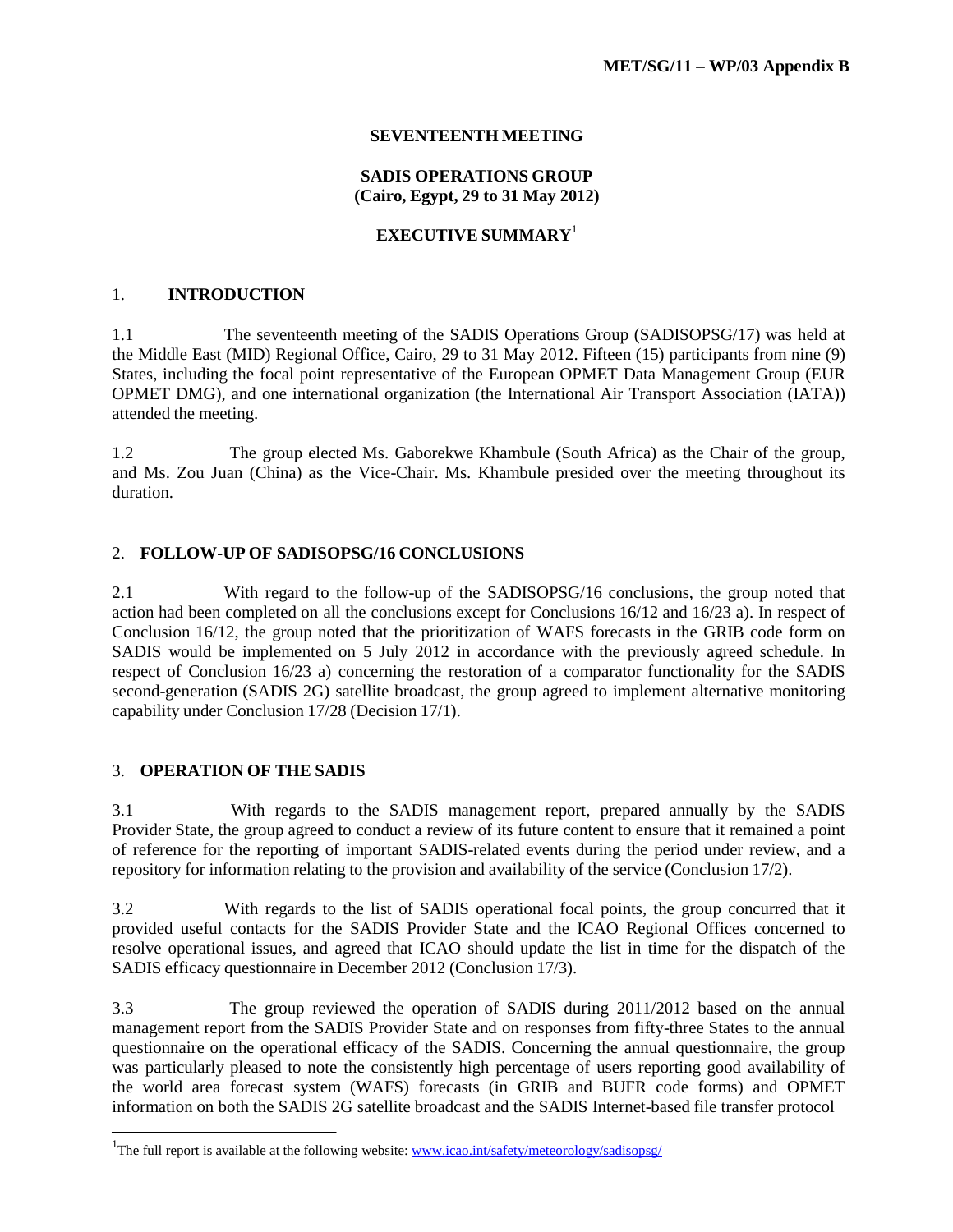**MET/SG/11 – WP/03 Appendix B**

**SEVENTEENTH MEETING**

**SADIS OPERATIONS GROUP**
**(Cairo, Egypt, 29 to 31 May 2012)**

**EXECUTIVE SUMMARY**[1]

## 1. INTRODUCTION

1.1 The seventeenth meeting of the SADIS Operations Group (SADISOPSG/17) was held at the Middle East (MID) Regional Office, Cairo, 29 to 31 May 2012. Fifteen (15) participants from nine (9) States, including the focal point representative of the European OPMET Data Management Group (EUR OPMET DMG), and one international organization (the International Air Transport Association (IATA)) attended the meeting.

1.2 The group elected Ms. Gaborekwe Khambule (South Africa) as the Chair of the group, and Ms. Zou Juan (China) as the Vice-Chair. Ms. Khambule presided over the meeting throughout its duration.

## 2. FOLLOW-UP OF SADISOPSG/16 CONCLUSIONS

2.1 With regard to the follow-up of the SADISOPSG/16 conclusions, the group noted that action had been completed on all the conclusions except for Conclusions 16/12 and 16/23 a). In respect of Conclusion 16/12, the group noted that the prioritization of WAFS forecasts in the GRIB code form on SADIS would be implemented on 5 July 2012 in accordance with the previously agreed schedule. In respect of Conclusion 16/23 a) concerning the restoration of a comparator functionality for the SADIS second-generation (SADIS 2G) satellite broadcast, the group agreed to implement alternative monitoring capability under Conclusion 17/28 (Decision 17/1).

## 3. OPERATION OF THE SADIS

3.1 With regards to the SADIS management report, prepared annually by the SADIS Provider State, the group agreed to conduct a review of its future content to ensure that it remained a point of reference for the reporting of important SADIS-related events during the period under review, and a repository for information relating to the provision and availability of the service (Conclusion 17/2).

3.2 With regards to the list of SADIS operational focal points, the group concurred that it provided useful contacts for the SADIS Provider State and the ICAO Regional Offices concerned to resolve operational issues, and agreed that ICAO should update the list in time for the dispatch of the SADIS efficacy questionnaire in December 2012 (Conclusion 17/3).

3.3 The group reviewed the operation of SADIS during 2011/2012 based on the annual management report from the SADIS Provider State and on responses from fifty-three States to the annual questionnaire on the operational efficacy of the SADIS. Concerning the annual questionnaire, the group was particularly pleased to note the consistently high percentage of users reporting good availability of the world area forecast system (WAFS) forecasts (in GRIB and BUFR code forms) and OPMET information on both the SADIS 2G satellite broadcast and the SADIS Internet-based file transfer protocol

[1] The full report is available at the following website: www.icao.int/safety/meteorology/sadisopsg/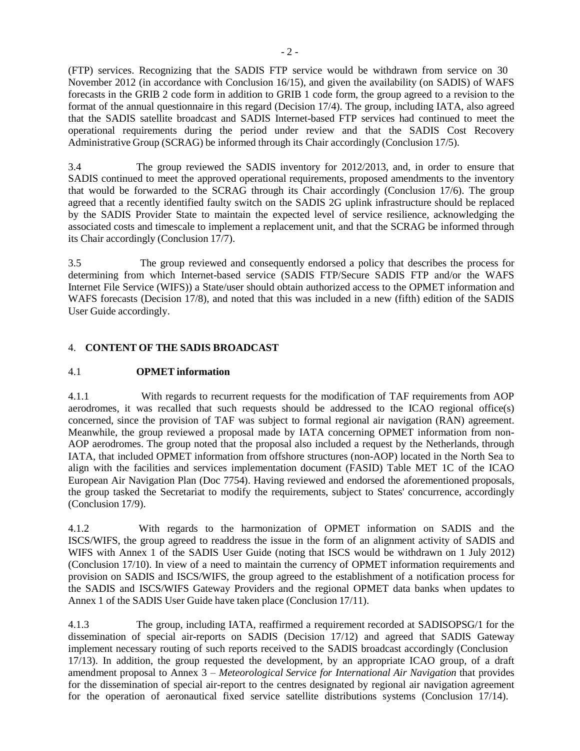(FTP) services. Recognizing that the SADIS FTP service would be withdrawn from service on 30 November 2012 (in accordance with Conclusion 16/15), and given the availability (on SADIS) of WAFS forecasts in the GRIB 2 code form in addition to GRIB 1 code form, the group agreed to a revision to the format of the annual questionnaire in this regard (Decision 17/4). The group, including IATA, also agreed that the SADIS satellite broadcast and SADIS Internet-based FTP services had continued to meet the operational requirements during the period under review and that the SADIS Cost Recovery Administrative Group (SCRAG) be informed through its Chair accordingly (Conclusion 17/5).

3.4 The group reviewed the SADIS inventory for 2012/2013, and, in order to ensure that SADIS continued to meet the approved operational requirements, proposed amendments to the inventory that would be forwarded to the SCRAG through its Chair accordingly (Conclusion 17/6). The group agreed that a recently identified faulty switch on the SADIS 2G uplink infrastructure should be replaced by the SADIS Provider State to maintain the expected level of service resilience, acknowledging the associated costs and timescale to implement a replacement unit, and that the SCRAG be informed through its Chair accordingly (Conclusion 17/7).

3.5 The group reviewed and consequently endorsed a policy that describes the process for determining from which Internet-based service (SADIS FTP/Secure SADIS FTP and/or the WAFS Internet File Service (WIFS)) a State/user should obtain authorized access to the OPMET information and WAFS forecasts (Decision 17/8), and noted that this was included in a new (fifth) edition of the SADIS User Guide accordingly.

## 4. CONTENT OF THE SADIS BROADCAST

### 4.1 OPMET information

4.1.1 With regards to recurrent requests for the modification of TAF requirements from AOP aerodromes, it was recalled that such requests should be addressed to the ICAO regional office(s) concerned, since the provision of TAF was subject to formal regional air navigation (RAN) agreement. Meanwhile, the group reviewed a proposal made by IATA concerning OPMET information from non-AOP aerodromes. The group noted that the proposal also included a request by the Netherlands, through IATA, that included OPMET information from offshore structures (non-AOP) located in the North Sea to align with the facilities and services implementation document (FASID) Table MET 1C of the ICAO European Air Navigation Plan (Doc 7754). Having reviewed and endorsed the aforementioned proposals, the group tasked the Secretariat to modify the requirements, subject to States' concurrence, accordingly (Conclusion 17/9).

4.1.2 With regards to the harmonization of OPMET information on SADIS and the ISCS/WIFS, the group agreed to readdress the issue in the form of an alignment activity of SADIS and WIFS with Annex 1 of the SADIS User Guide (noting that ISCS would be withdrawn on 1 July 2012) (Conclusion 17/10). In view of a need to maintain the currency of OPMET information requirements and provision on SADIS and ISCS/WIFS, the group agreed to the establishment of a notification process for the SADIS and ISCS/WIFS Gateway Providers and the regional OPMET data banks when updates to Annex 1 of the SADIS User Guide have taken place (Conclusion 17/11).

4.1.3 The group, including IATA, reaffirmed a requirement recorded at SADISOPSG/1 for the dissemination of special air-reports on SADIS (Decision 17/12) and agreed that SADIS Gateway implement necessary routing of such reports received to the SADIS broadcast accordingly (Conclusion 17/13). In addition, the group requested the development, by an appropriate ICAO group, of a draft amendment proposal to Annex 3 – *Meteorological Service for International Air Navigation* that provides for the dissemination of special air-report to the centres designated by regional air navigation agreement for the operation of aeronautical fixed service satellite distributions systems (Conclusion 17/14).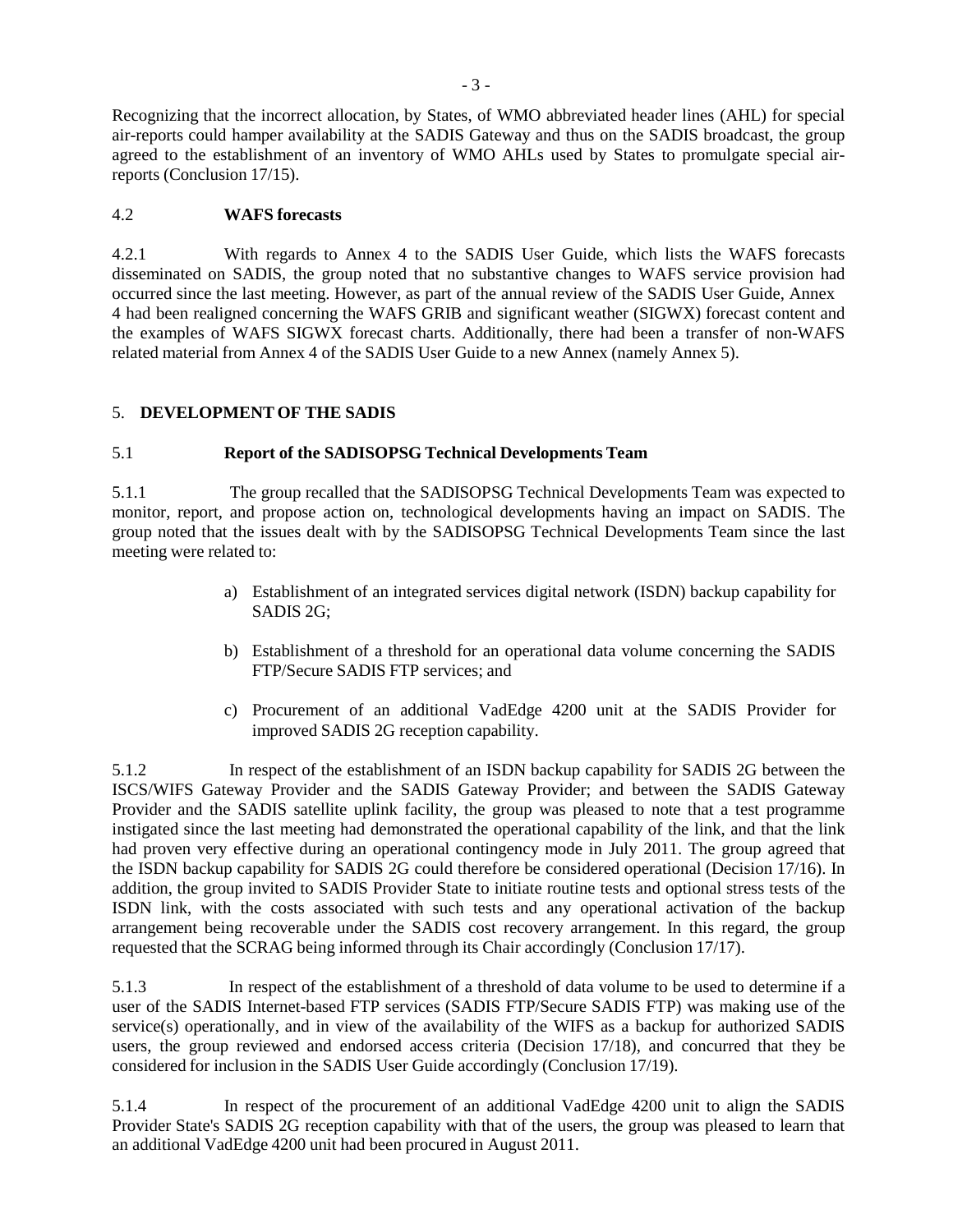Recognizing that the incorrect allocation, by States, of WMO abbreviated header lines (AHL) for special air-reports could hamper availability at the SADIS Gateway and thus on the SADIS broadcast, the group agreed to the establishment of an inventory of WMO AHLs used by States to promulgate special air-reports (Conclusion 17/15).

### 4.2 **WAFS forecasts**

4.2.1 With regards to Annex 4 to the SADIS User Guide, which lists the WAFS forecasts disseminated on SADIS, the group noted that no substantive changes to WAFS service provision had occurred since the last meeting. However, as part of the annual review of the SADIS User Guide, Annex 4 had been realigned concerning the WAFS GRIB and significant weather (SIGWX) forecast content and the examples of WAFS SIGWX forecast charts. Additionally, there had been a transfer of non-WAFS related material from Annex 4 of the SADIS User Guide to a new Annex (namely Annex 5).

## 5. **DEVELOPMENT OF THE SADIS**

### 5.1 **Report of the SADISOPSG Technical Developments Team**

5.1.1 The group recalled that the SADISOPSG Technical Developments Team was expected to monitor, report, and propose action on, technological developments having an impact on SADIS. The group noted that the issues dealt with by the SADISOPSG Technical Developments Team since the last meeting were related to:

a) Establishment of an integrated services digital network (ISDN) backup capability for SADIS 2G;

b) Establishment of a threshold for an operational data volume concerning the SADIS FTP/Secure SADIS FTP services; and

c) Procurement of an additional VadEdge 4200 unit at the SADIS Provider for improved SADIS 2G reception capability.

5.1.2 In respect of the establishment of an ISDN backup capability for SADIS 2G between the ISCS/WIFS Gateway Provider and the SADIS Gateway Provider; and between the SADIS Gateway Provider and the SADIS satellite uplink facility, the group was pleased to note that a test programme instigated since the last meeting had demonstrated the operational capability of the link, and that the link had proven very effective during an operational contingency mode in July 2011. The group agreed that the ISDN backup capability for SADIS 2G could therefore be considered operational (Decision 17/16). In addition, the group invited to SADIS Provider State to initiate routine tests and optional stress tests of the ISDN link, with the costs associated with such tests and any operational activation of the backup arrangement being recoverable under the SADIS cost recovery arrangement. In this regard, the group requested that the SCRAG being informed through its Chair accordingly (Conclusion 17/17).

5.1.3 In respect of the establishment of a threshold of data volume to be used to determine if a user of the SADIS Internet-based FTP services (SADIS FTP/Secure SADIS FTP) was making use of the service(s) operationally, and in view of the availability of the WIFS as a backup for authorized SADIS users, the group reviewed and endorsed access criteria (Decision 17/18), and concurred that they be considered for inclusion in the SADIS User Guide accordingly (Conclusion 17/19).

5.1.4 In respect of the procurement of an additional VadEdge 4200 unit to align the SADIS Provider State's SADIS 2G reception capability with that of the users, the group was pleased to learn that an additional VadEdge 4200 unit had been procured in August 2011.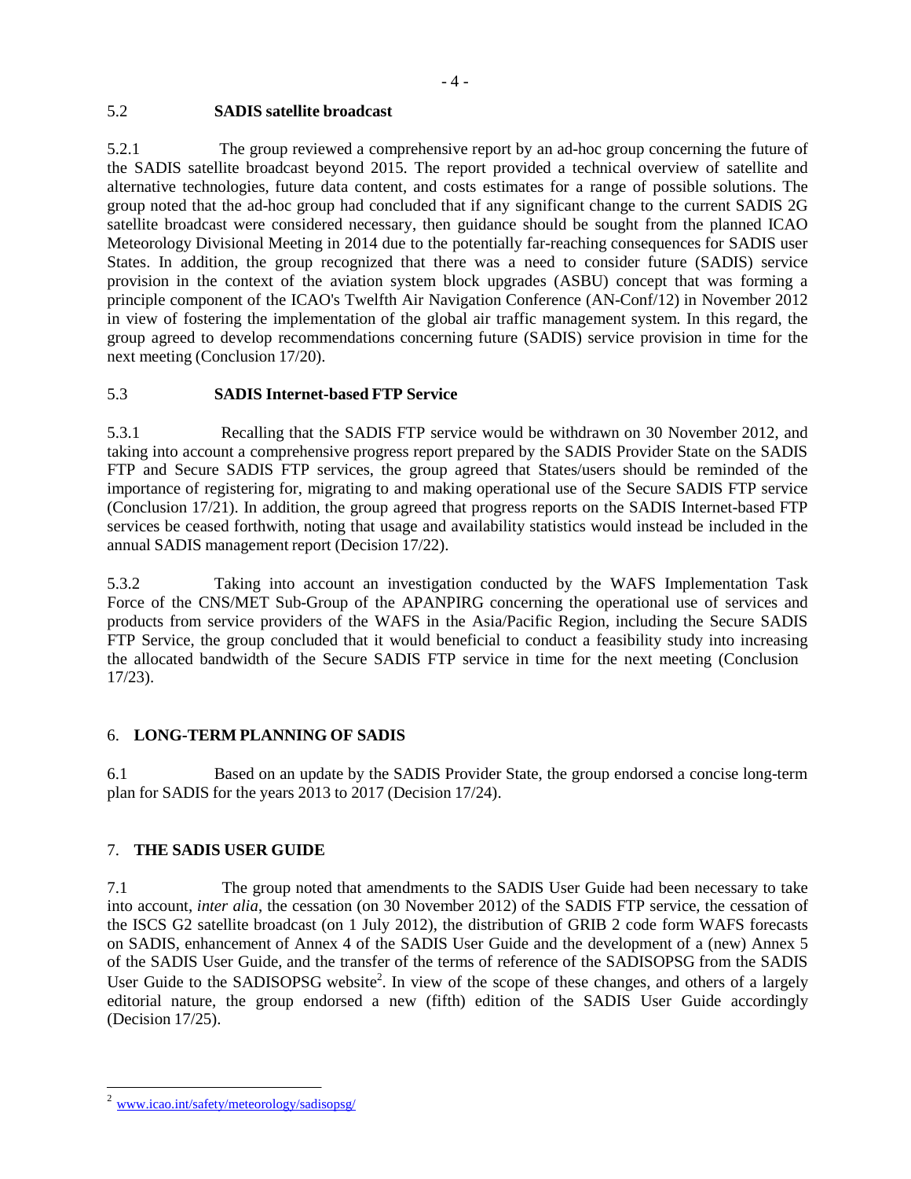### 5.2 SADIS satellite broadcast

5.2.1 The group reviewed a comprehensive report by an ad-hoc group concerning the future of the SADIS satellite broadcast beyond 2015. The report provided a technical overview of satellite and alternative technologies, future data content, and costs estimates for a range of possible solutions. The group noted that the ad-hoc group had concluded that if any significant change to the current SADIS 2G satellite broadcast were considered necessary, then guidance should be sought from the planned ICAO Meteorology Divisional Meeting in 2014 due to the potentially far-reaching consequences for SADIS user States. In addition, the group recognized that there was a need to consider future (SADIS) service provision in the context of the aviation system block upgrades (ASBU) concept that was forming a principle component of the ICAO's Twelfth Air Navigation Conference (AN-Conf/12) in November 2012 in view of fostering the implementation of the global air traffic management system. In this regard, the group agreed to develop recommendations concerning future (SADIS) service provision in time for the next meeting (Conclusion 17/20).

### 5.3 SADIS Internet-based FTP Service

5.3.1 Recalling that the SADIS FTP service would be withdrawn on 30 November 2012, and taking into account a comprehensive progress report prepared by the SADIS Provider State on the SADIS FTP and Secure SADIS FTP services, the group agreed that States/users should be reminded of the importance of registering for, migrating to and making operational use of the Secure SADIS FTP service (Conclusion 17/21). In addition, the group agreed that progress reports on the SADIS Internet-based FTP services be ceased forthwith, noting that usage and availability statistics would instead be included in the annual SADIS management report (Decision 17/22).

5.3.2 Taking into account an investigation conducted by the WAFS Implementation Task Force of the CNS/MET Sub-Group of the APANPIRG concerning the operational use of services and products from service providers of the WAFS in the Asia/Pacific Region, including the Secure SADIS FTP Service, the group concluded that it would beneficial to conduct a feasibility study into increasing the allocated bandwidth of the Secure SADIS FTP service in time for the next meeting (Conclusion 17/23).

## 6. LONG-TERM PLANNING OF SADIS

6.1 Based on an update by the SADIS Provider State, the group endorsed a concise long-term plan for SADIS for the years 2013 to 2017 (Decision 17/24).

## 7. THE SADIS USER GUIDE

7.1 The group noted that amendments to the SADIS User Guide had been necessary to take into account, *inter alia*, the cessation (on 30 November 2012) of the SADIS FTP service, the cessation of the ISCS G2 satellite broadcast (on 1 July 2012), the distribution of GRIB 2 code form WAFS forecasts on SADIS, enhancement of Annex 4 of the SADIS User Guide and the development of a (new) Annex 5 of the SADIS User Guide, and the transfer of the terms of reference of the SADISOPSG from the SADIS User Guide to the SADISOPSG website[2]. In view of the scope of these changes, and others of a largely editorial nature, the group endorsed a new (fifth) edition of the SADIS User Guide accordingly (Decision 17/25).

---

[2] www.icao.int/safety/meteorology/sadisopsg/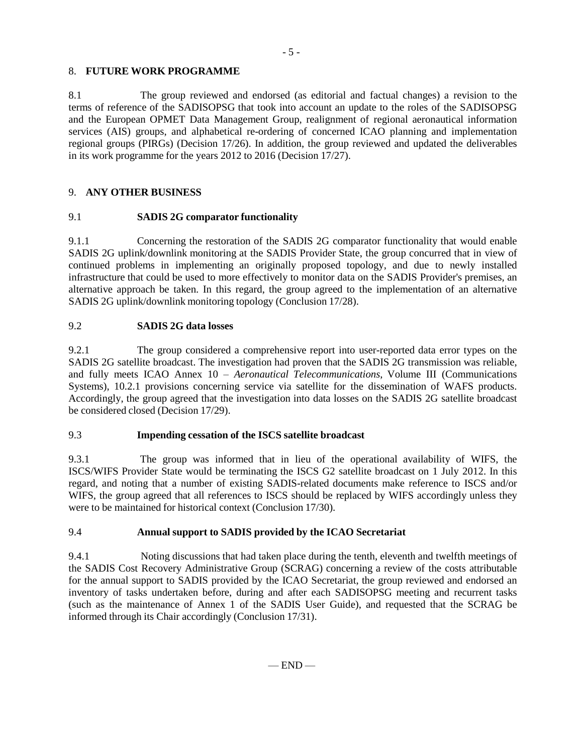## 8. FUTURE WORK PROGRAMME

8.1 The group reviewed and endorsed (as editorial and factual changes) a revision to the terms of reference of the SADISOPSG that took into account an update to the roles of the SADISOPSG and the European OPMET Data Management Group, realignment of regional aeronautical information services (AIS) groups, and alphabetical re-ordering of concerned ICAO planning and implementation regional groups (PIRGs) (Decision 17/26). In addition, the group reviewed and updated the deliverables in its work programme for the years 2012 to 2016 (Decision 17/27).

## 9. ANY OTHER BUSINESS

### 9.1 SADIS 2G comparator functionality

9.1.1 Concerning the restoration of the SADIS 2G comparator functionality that would enable SADIS 2G uplink/downlink monitoring at the SADIS Provider State, the group concurred that in view of continued problems in implementing an originally proposed topology, and due to newly installed infrastructure that could be used to more effectively to monitor data on the SADIS Provider's premises, an alternative approach be taken. In this regard, the group agreed to the implementation of an alternative SADIS 2G uplink/downlink monitoring topology (Conclusion 17/28).

### 9.2 SADIS 2G data losses

9.2.1 The group considered a comprehensive report into user-reported data error types on the SADIS 2G satellite broadcast. The investigation had proven that the SADIS 2G transmission was reliable, and fully meets ICAO Annex 10 – *Aeronautical Telecommunications*, Volume III (Communications Systems), 10.2.1 provisions concerning service via satellite for the dissemination of WAFS products. Accordingly, the group agreed that the investigation into data losses on the SADIS 2G satellite broadcast be considered closed (Decision 17/29).

### 9.3 Impending cessation of the ISCS satellite broadcast

9.3.1 The group was informed that in lieu of the operational availability of WIFS, the ISCS/WIFS Provider State would be terminating the ISCS G2 satellite broadcast on 1 July 2012. In this regard, and noting that a number of existing SADIS-related documents make reference to ISCS and/or WIFS, the group agreed that all references to ISCS should be replaced by WIFS accordingly unless they were to be maintained for historical context (Conclusion 17/30).

### 9.4 Annual support to SADIS provided by the ICAO Secretariat

9.4.1 Noting discussions that had taken place during the tenth, eleventh and twelfth meetings of the SADIS Cost Recovery Administrative Group (SCRAG) concerning a review of the costs attributable for the annual support to SADIS provided by the ICAO Secretariat, the group reviewed and endorsed an inventory of tasks undertaken before, during and after each SADISOPSG meeting and recurrent tasks (such as the maintenance of Annex 1 of the SADIS User Guide), and requested that the SCRAG be informed through its Chair accordingly (Conclusion 17/31).

— END —